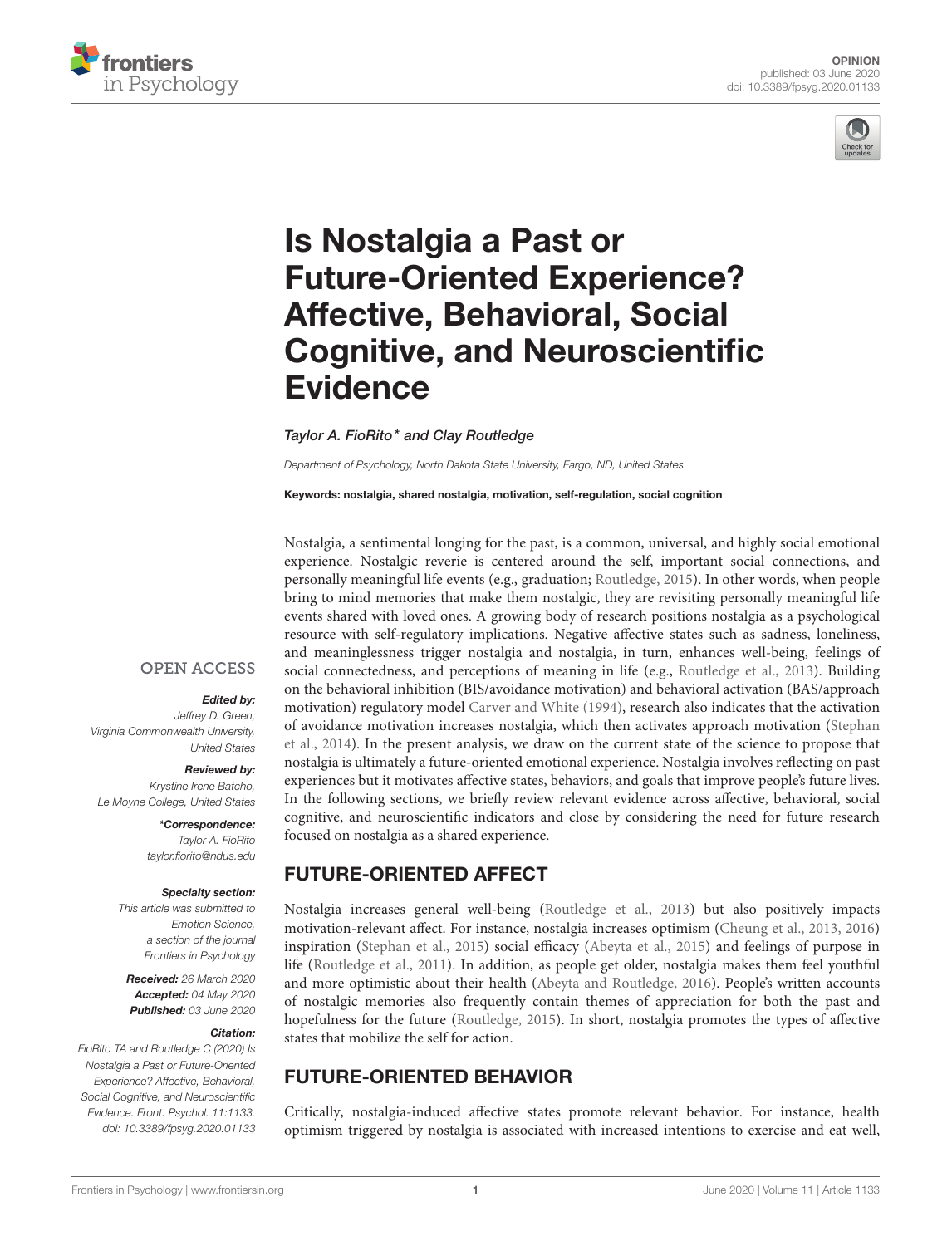OPINION
published: 03 June 2020
doi: 10.3389/fpsyg.2020.01133

# Is Nostalgia a Past or Future-Oriented Experience? Affective, Behavioral, Social Cognitive, and Neuroscientific Evidence

*Taylor A. FioRito\* and Clay Routledge*

*Department of Psychology, North Dakota State University, Fargo, ND, United States*

**Keywords: nostalgia, shared nostalgia, motivation, self-regulation, social cognition**

OPEN ACCESS

***Edited by:***
*Jeffrey D. Green, Virginia Commonwealth University, United States*

***Reviewed by:***
*Krystine Irene Batcho, Le Moyne College, United States*

***\*Correspondence:***
*Taylor A. FioRito*
*taylor.fiorito@ndus.edu*

***Specialty section:***
*This article was submitted to Emotion Science, a section of the journal Frontiers in Psychology*

***Received:*** *26 March 2020*
***Accepted:*** *04 May 2020*
***Published:*** *03 June 2020*

***Citation:***
*FioRito TA and Routledge C (2020) Is Nostalgia a Past or Future-Oriented Experience? Affective, Behavioral, Social Cognitive, and Neuroscientific Evidence. Front. Psychol. 11:1133. doi: 10.3389/fpsyg.2020.01133*

Nostalgia, a sentimental longing for the past, is a common, universal, and highly social emotional experience. Nostalgic reverie is centered around the self, important social connections, and personally meaningful life events (e.g., graduation; Routledge, 2015). In other words, when people bring to mind memories that make them nostalgic, they are revisiting personally meaningful life events shared with loved ones. A growing body of research positions nostalgia as a psychological resource with self-regulatory implications. Negative affective states such as sadness, loneliness, and meaninglessness trigger nostalgia and nostalgia, in turn, enhances well-being, feelings of social connectedness, and perceptions of meaning in life (e.g., Routledge et al., 2013). Building on the behavioral inhibition (BIS/avoidance motivation) and behavioral activation (BAS/approach motivation) regulatory model Carver and White (1994), research also indicates that the activation of avoidance motivation increases nostalgia, which then activates approach motivation (Stephan et al., 2014). In the present analysis, we draw on the current state of the science to propose that nostalgia is ultimately a future-oriented emotional experience. Nostalgia involves reflecting on past experiences but it motivates affective states, behaviors, and goals that improve people's future lives. In the following sections, we briefly review relevant evidence across affective, behavioral, social cognitive, and neuroscientific indicators and close by considering the need for future research focused on nostalgia as a shared experience.

## FUTURE-ORIENTED AFFECT

Nostalgia increases general well-being (Routledge et al., 2013) but also positively impacts motivation-relevant affect. For instance, nostalgia increases optimism (Cheung et al., 2013, 2016) inspiration (Stephan et al., 2015) social efficacy (Abeyta et al., 2015) and feelings of purpose in life (Routledge et al., 2011). In addition, as people get older, nostalgia makes them feel youthful and more optimistic about their health (Abeyta and Routledge, 2016). People's written accounts of nostalgic memories also frequently contain themes of appreciation for both the past and hopefulness for the future (Routledge, 2015). In short, nostalgia promotes the types of affective states that mobilize the self for action.

## FUTURE-ORIENTED BEHAVIOR

Critically, nostalgia-induced affective states promote relevant behavior. For instance, health optimism triggered by nostalgia is associated with increased intentions to exercise and eat well,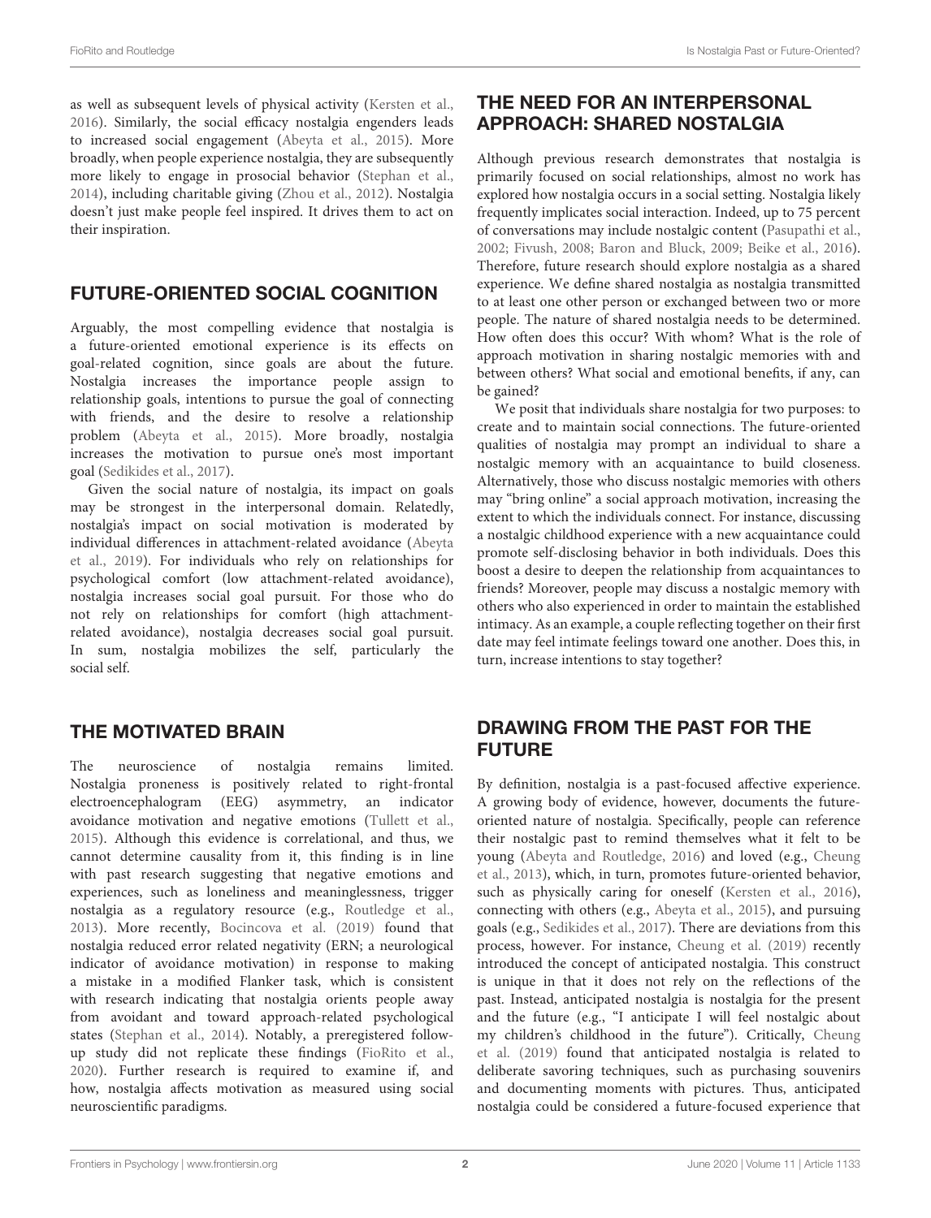as well as subsequent levels of physical activity (Kersten et al., 2016). Similarly, the social efficacy nostalgia engenders leads to increased social engagement (Abeyta et al., 2015). More broadly, when people experience nostalgia, they are subsequently more likely to engage in prosocial behavior (Stephan et al., 2014), including charitable giving (Zhou et al., 2012). Nostalgia doesn't just make people feel inspired. It drives them to act on their inspiration.

## FUTURE-ORIENTED SOCIAL COGNITION

Arguably, the most compelling evidence that nostalgia is a future-oriented emotional experience is its effects on goal-related cognition, since goals are about the future. Nostalgia increases the importance people assign to relationship goals, intentions to pursue the goal of connecting with friends, and the desire to resolve a relationship problem (Abeyta et al., 2015). More broadly, nostalgia increases the motivation to pursue one's most important goal (Sedikides et al., 2017).

Given the social nature of nostalgia, its impact on goals may be strongest in the interpersonal domain. Relatedly, nostalgia's impact on social motivation is moderated by individual differences in attachment-related avoidance (Abeyta et al., 2019). For individuals who rely on relationships for psychological comfort (low attachment-related avoidance), nostalgia increases social goal pursuit. For those who do not rely on relationships for comfort (high attachment-related avoidance), nostalgia decreases social goal pursuit. In sum, nostalgia mobilizes the self, particularly the social self.

## THE MOTIVATED BRAIN

The neuroscience of nostalgia remains limited. Nostalgia proneness is positively related to right-frontal electroencephalogram (EEG) asymmetry, an indicator avoidance motivation and negative emotions (Tullett et al., 2015). Although this evidence is correlational, and thus, we cannot determine causality from it, this finding is in line with past research suggesting that negative emotions and experiences, such as loneliness and meaninglessness, trigger nostalgia as a regulatory resource (e.g., Routledge et al., 2013). More recently, Bocincova et al. (2019) found that nostalgia reduced error related negativity (ERN; a neurological indicator of avoidance motivation) in response to making a mistake in a modified Flanker task, which is consistent with research indicating that nostalgia orients people away from avoidant and toward approach-related psychological states (Stephan et al., 2014). Notably, a preregistered follow-up study did not replicate these findings (FioRito et al., 2020). Further research is required to examine if, and how, nostalgia affects motivation as measured using social neuroscientific paradigms.

## THE NEED FOR AN INTERPERSONAL APPROACH: SHARED NOSTALGIA

Although previous research demonstrates that nostalgia is primarily focused on social relationships, almost no work has explored how nostalgia occurs in a social setting. Nostalgia likely frequently implicates social interaction. Indeed, up to 75 percent of conversations may include nostalgic content (Pasupathi et al., 2002; Fivush, 2008; Baron and Bluck, 2009; Beike et al., 2016). Therefore, future research should explore nostalgia as a shared experience. We define shared nostalgia as nostalgia transmitted to at least one other person or exchanged between two or more people. The nature of shared nostalgia needs to be determined. How often does this occur? With whom? What is the role of approach motivation in sharing nostalgic memories with and between others? What social and emotional benefits, if any, can be gained?

We posit that individuals share nostalgia for two purposes: to create and to maintain social connections. The future-oriented qualities of nostalgia may prompt an individual to share a nostalgic memory with an acquaintance to build closeness. Alternatively, those who discuss nostalgic memories with others may "bring online" a social approach motivation, increasing the extent to which the individuals connect. For instance, discussing a nostalgic childhood experience with a new acquaintance could promote self-disclosing behavior in both individuals. Does this boost a desire to deepen the relationship from acquaintances to friends? Moreover, people may discuss a nostalgic memory with others who also experienced in order to maintain the established intimacy. As an example, a couple reflecting together on their first date may feel intimate feelings toward one another. Does this, in turn, increase intentions to stay together?

## DRAWING FROM THE PAST FOR THE FUTURE

By definition, nostalgia is a past-focused affective experience. A growing body of evidence, however, documents the future-oriented nature of nostalgia. Specifically, people can reference their nostalgic past to remind themselves what it felt to be young (Abeyta and Routledge, 2016) and loved (e.g., Cheung et al., 2013), which, in turn, promotes future-oriented behavior, such as physically caring for oneself (Kersten et al., 2016), connecting with others (e.g., Abeyta et al., 2015), and pursuing goals (e.g., Sedikides et al., 2017). There are deviations from this process, however. For instance, Cheung et al. (2019) recently introduced the concept of anticipated nostalgia. This construct is unique in that it does not rely on the reflections of the past. Instead, anticipated nostalgia is nostalgia for the present and the future (e.g., "I anticipate I will feel nostalgic about my children's childhood in the future"). Critically, Cheung et al. (2019) found that anticipated nostalgia is related to deliberate savoring techniques, such as purchasing souvenirs and documenting moments with pictures. Thus, anticipated nostalgia could be considered a future-focused experience that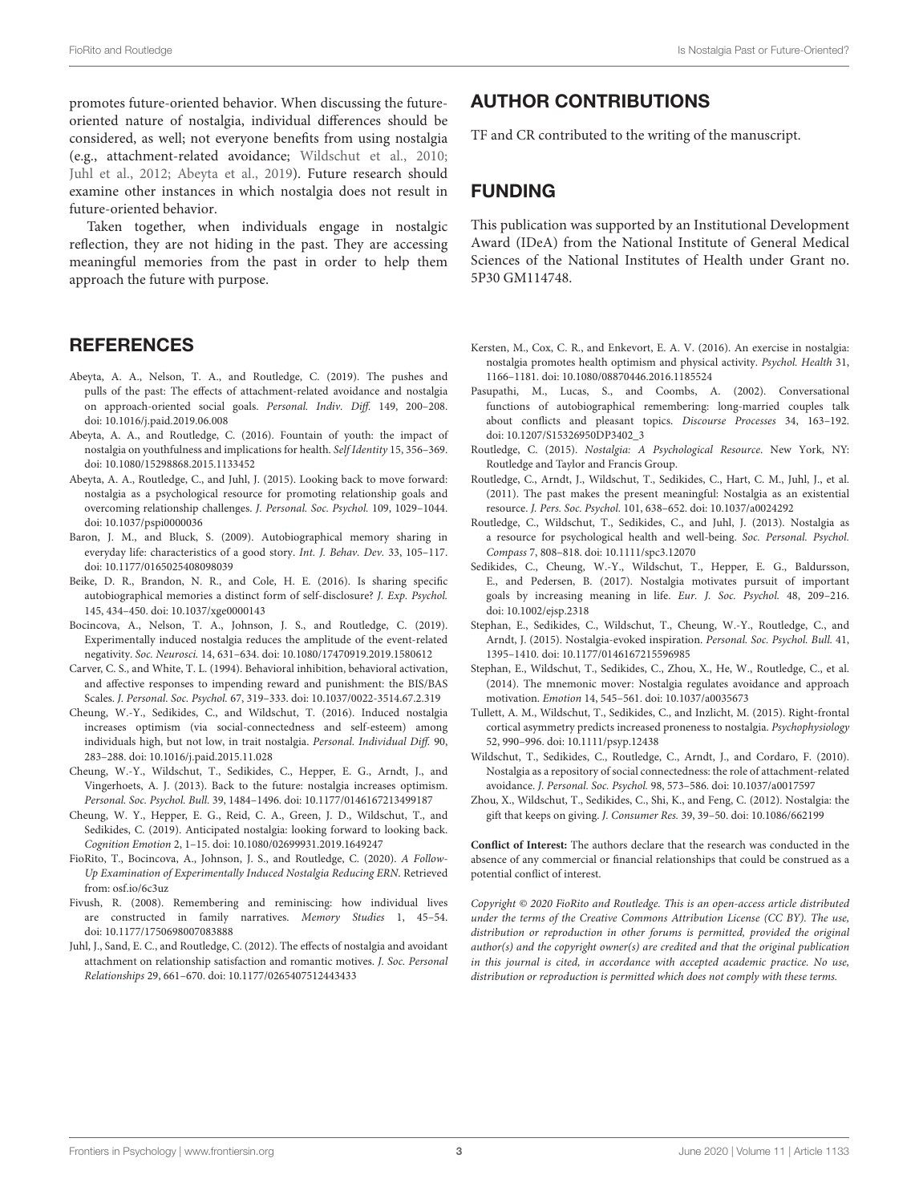promotes future-oriented behavior. When discussing the future-oriented nature of nostalgia, individual differences should be considered, as well; not everyone benefits from using nostalgia (e.g., attachment-related avoidance; Wildschut et al., 2010; Juhl et al., 2012; Abeyta et al., 2019). Future research should examine other instances in which nostalgia does not result in future-oriented behavior.

Taken together, when individuals engage in nostalgic reflection, they are not hiding in the past. They are accessing meaningful memories from the past in order to help them approach the future with purpose.

## AUTHOR CONTRIBUTIONS

TF and CR contributed to the writing of the manuscript.

## FUNDING

This publication was supported by an Institutional Development Award (IDeA) from the National Institute of General Medical Sciences of the National Institutes of Health under Grant no. 5P30 GM114748.

## REFERENCES

Abeyta, A. A., Nelson, T. A., and Routledge, C. (2019). The pushes and pulls of the past: The effects of attachment-related avoidance and nostalgia on approach-oriented social goals. *Personal. Indiv. Diff.* 149, 200–208. doi: 10.1016/j.paid.2019.06.008

Abeyta, A. A., and Routledge, C. (2016). Fountain of youth: the impact of nostalgia on youthfulness and implications for health. *Self Identity* 15, 356–369. doi: 10.1080/15298868.2015.1133452

Abeyta, A. A., Routledge, C., and Juhl, J. (2015). Looking back to move forward: nostalgia as a psychological resource for promoting relationship goals and overcoming relationship challenges. *J. Personal. Soc. Psychol.* 109, 1029–1044. doi: 10.1037/pspi0000036

Baron, J. M., and Bluck, S. (2009). Autobiographical memory sharing in everyday life: characteristics of a good story. *Int. J. Behav. Dev.* 33, 105–117. doi: 10.1177/0165025408098039

Beike, D. R., Brandon, N. R., and Cole, H. E. (2016). Is sharing specific autobiographical memories a distinct form of self-disclosure? *J. Exp. Psychol.* 145, 434–450. doi: 10.1037/xge0000143

Bocincova, A., Nelson, T. A., Johnson, J. S., and Routledge, C. (2019). Experimentally induced nostalgia reduces the amplitude of the event-related negativity. *Soc. Neurosci.* 14, 631–634. doi: 10.1080/17470919.2019.1580612

Carver, C. S., and White, T. L. (1994). Behavioral inhibition, behavioral activation, and affective responses to impending reward and punishment: the BIS/BAS Scales. *J. Personal. Soc. Psychol.* 67, 319–333. doi: 10.1037/0022-3514.67.2.319

Cheung, W.-Y., Sedikides, C., and Wildschut, T. (2016). Induced nostalgia increases optimism (via social-connectedness and self-esteem) among individuals high, but not low, in trait nostalgia. *Personal. Individual Diff.* 90, 283–288. doi: 10.1016/j.paid.2015.11.028

Cheung, W.-Y., Wildschut, T., Sedikides, C., Hepper, E. G., Arndt, J., and Vingerhoets, A. J. (2013). Back to the future: nostalgia increases optimism. *Personal. Soc. Psychol. Bull.* 39, 1484–1496. doi: 10.1177/0146167213499187

Cheung, W. Y., Hepper, E. G., Reid, C. A., Green, J. D., Wildschut, T., and Sedikides, C. (2019). Anticipated nostalgia: looking forward to looking back. *Cognition Emotion* 2, 1–15. doi: 10.1080/02699931.2019.1649247

FioRito, T., Bocincova, A., Johnson, J. S., and Routledge, C. (2020). *A Follow-Up Examination of Experimentally Induced Nostalgia Reducing ERN*. Retrieved from: osf.io/6c3uz

Fivush, R. (2008). Remembering and reminiscing: how individual lives are constructed in family narratives. *Memory Studies* 1, 45–54. doi: 10.1177/1750698007083888

Juhl, J., Sand, E. C., and Routledge, C. (2012). The effects of nostalgia and avoidant attachment on relationship satisfaction and romantic motives. *J. Soc. Personal Relationships* 29, 661–670. doi: 10.1177/0265407512443433

Kersten, M., Cox, C. R., and Enkevort, E. A. V. (2016). An exercise in nostalgia: nostalgia promotes health optimism and physical activity. *Psychol. Health* 31, 1166–1181. doi: 10.1080/08870446.2016.1185524

Pasupathi, M., Lucas, S., and Coombs, A. (2002). Conversational functions of autobiographical remembering: long-married couples talk about conflicts and pleasant topics. *Discourse Processes* 34, 163–192. doi: 10.1207/S15326950DP3402_3

Routledge, C. (2015). *Nostalgia: A Psychological Resource*. New York, NY: Routledge and Taylor and Francis Group.

Routledge, C., Arndt, J., Wildschut, T., Sedikides, C., Hart, C. M., Juhl, J., et al. (2011). The past makes the present meaningful: Nostalgia as an existential resource. *J. Pers. Soc. Psychol.* 101, 638–652. doi: 10.1037/a0024292

Routledge, C., Wildschut, T., Sedikides, C., and Juhl, J. (2013). Nostalgia as a resource for psychological health and well-being. *Soc. Personal. Psychol. Compass* 7, 808–818. doi: 10.1111/spc3.12070

Sedikides, C., Cheung, W.-Y., Wildschut, T., Hepper, E. G., Baldursson, E., and Pedersen, B. (2017). Nostalgia motivates pursuit of important goals by increasing meaning in life. *Eur. J. Soc. Psychol.* 48, 209–216. doi: 10.1002/ejsp.2318

Stephan, E., Sedikides, C., Wildschut, T., Cheung, W.-Y., Routledge, C., and Arndt, J. (2015). Nostalgia-evoked inspiration. *Personal. Soc. Psychol. Bull.* 41, 1395–1410. doi: 10.1177/0146167215596985

Stephan, E., Wildschut, T., Sedikides, C., Zhou, X., He, W., Routledge, C., et al. (2014). The mnemonic mover: Nostalgia regulates avoidance and approach motivation. *Emotion* 14, 545–561. doi: 10.1037/a0035673

Tullett, A. M., Wildschut, T., Sedikides, C., and Inzlicht, M. (2015). Right-frontal cortical asymmetry predicts increased proneness to nostalgia. *Psychophysiology* 52, 990–996. doi: 10.1111/psyp.12438

Wildschut, T., Sedikides, C., Routledge, C., Arndt, J., and Cordaro, F. (2010). Nostalgia as a repository of social connectedness: the role of attachment-related avoidance. *J. Personal. Soc. Psychol.* 98, 573–586. doi: 10.1037/a0017597

Zhou, X., Wildschut, T., Sedikides, C., Shi, K., and Feng, C. (2012). Nostalgia: the gift that keeps on giving. *J. Consumer Res.* 39, 39–50. doi: 10.1086/662199

**Conflict of Interest:** The authors declare that the research was conducted in the absence of any commercial or financial relationships that could be construed as a potential conflict of interest.

*Copyright © 2020 FioRito and Routledge. This is an open-access article distributed under the terms of the Creative Commons Attribution License (CC BY). The use, distribution or reproduction in other forums is permitted, provided the original author(s) and the copyright owner(s) are credited and that the original publication in this journal is cited, in accordance with accepted academic practice. No use, distribution or reproduction is permitted which does not comply with these terms.*